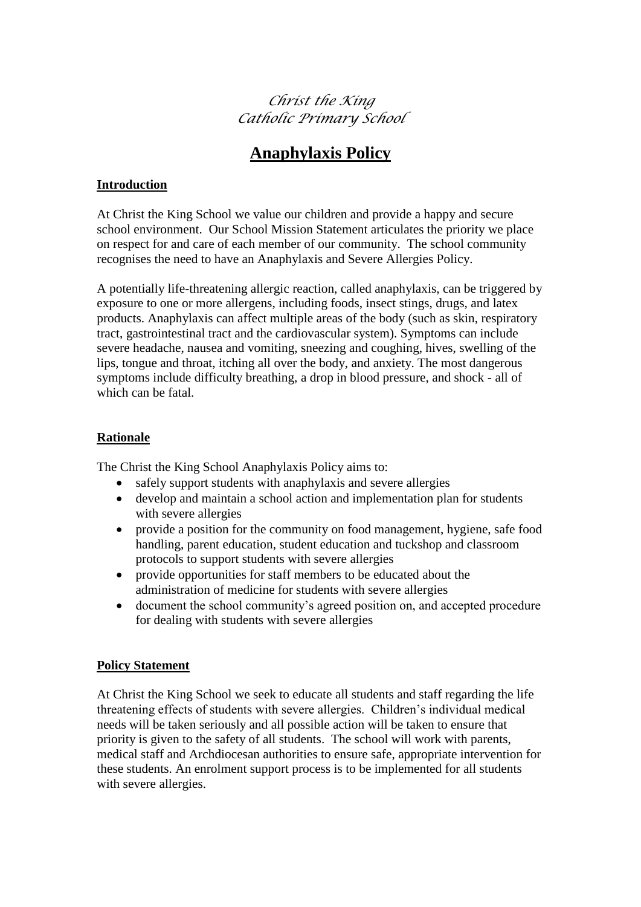*Christ the King*
*Catholic Primary School*

# Anaphylaxis Policy

## Introduction

At Christ the King School we value our children and provide a happy and secure school environment. Our School Mission Statement articulates the priority we place on respect for and care of each member of our community. The school community recognises the need to have an Anaphylaxis and Severe Allergies Policy.

A potentially life-threatening allergic reaction, called anaphylaxis, can be triggered by exposure to one or more allergens, including foods, insect stings, drugs, and latex products. Anaphylaxis can affect multiple areas of the body (such as skin, respiratory tract, gastrointestinal tract and the cardiovascular system). Symptoms can include severe headache, nausea and vomiting, sneezing and coughing, hives, swelling of the lips, tongue and throat, itching all over the body, and anxiety. The most dangerous symptoms include difficulty breathing, a drop in blood pressure, and shock - all of which can be fatal.

## Rationale

The Christ the King School Anaphylaxis Policy aims to:

- safely support students with anaphylaxis and severe allergies
- develop and maintain a school action and implementation plan for students with severe allergies
- provide a position for the community on food management, hygiene, safe food handling, parent education, student education and tuckshop and classroom protocols to support students with severe allergies
- provide opportunities for staff members to be educated about the administration of medicine for students with severe allergies
- document the school community's agreed position on, and accepted procedure for dealing with students with severe allergies

## Policy Statement

At Christ the King School we seek to educate all students and staff regarding the life threatening effects of students with severe allergies. Children's individual medical needs will be taken seriously and all possible action will be taken to ensure that priority is given to the safety of all students. The school will work with parents, medical staff and Archdiocesan authorities to ensure safe, appropriate intervention for these students. An enrolment support process is to be implemented for all students with severe allergies.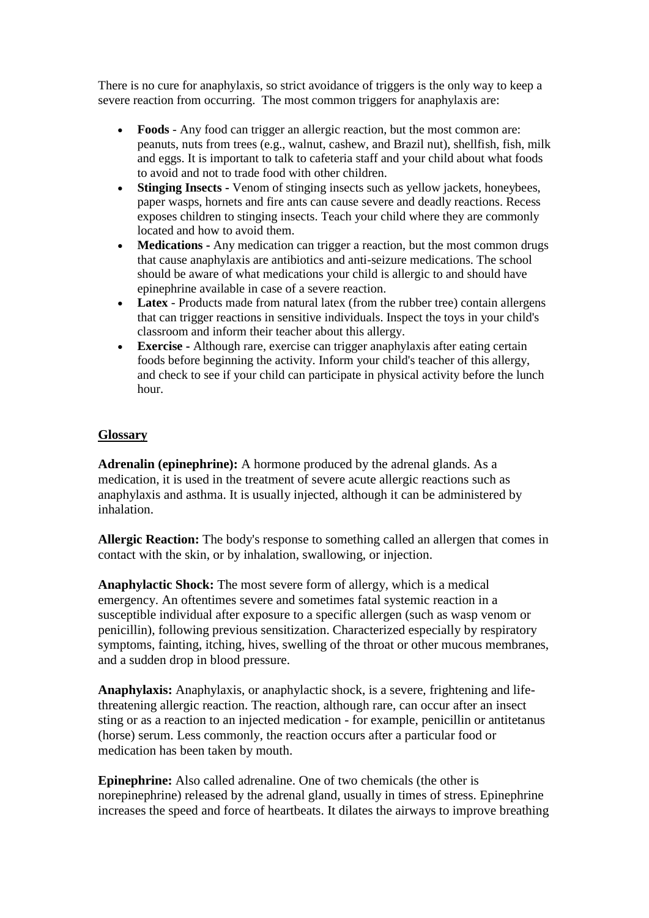There is no cure for anaphylaxis, so strict avoidance of triggers is the only way to keep a severe reaction from occurring. The most common triggers for anaphylaxis are:

- **Foods** - Any food can trigger an allergic reaction, but the most common are: peanuts, nuts from trees (e.g., walnut, cashew, and Brazil nut), shellfish, fish, milk and eggs. It is important to talk to cafeteria staff and your child about what foods to avoid and not to trade food with other children.
- **Stinging Insects** - Venom of stinging insects such as yellow jackets, honeybees, paper wasps, hornets and fire ants can cause severe and deadly reactions. Recess exposes children to stinging insects. Teach your child where they are commonly located and how to avoid them.
- **Medications** - Any medication can trigger a reaction, but the most common drugs that cause anaphylaxis are antibiotics and anti-seizure medications. The school should be aware of what medications your child is allergic to and should have epinephrine available in case of a severe reaction.
- **Latex** - Products made from natural latex (from the rubber tree) contain allergens that can trigger reactions in sensitive individuals. Inspect the toys in your child's classroom and inform their teacher about this allergy.
- **Exercise** - Although rare, exercise can trigger anaphylaxis after eating certain foods before beginning the activity. Inform your child's teacher of this allergy, and check to see if your child can participate in physical activity before the lunch hour.

## Glossary

**Adrenalin (epinephrine):** A hormone produced by the adrenal glands. As a medication, it is used in the treatment of severe acute allergic reactions such as anaphylaxis and asthma. It is usually injected, although it can be administered by inhalation.

**Allergic Reaction:** The body's response to something called an allergen that comes in contact with the skin, or by inhalation, swallowing, or injection.

**Anaphylactic Shock:** The most severe form of allergy, which is a medical emergency. An oftentimes severe and sometimes fatal systemic reaction in a susceptible individual after exposure to a specific allergen (such as wasp venom or penicillin), following previous sensitization. Characterized especially by respiratory symptoms, fainting, itching, hives, swelling of the throat or other mucous membranes, and a sudden drop in blood pressure.

**Anaphylaxis:** Anaphylaxis, or anaphylactic shock, is a severe, frightening and life-threatening allergic reaction. The reaction, although rare, can occur after an insect sting or as a reaction to an injected medication - for example, penicillin or antitetanus (horse) serum. Less commonly, the reaction occurs after a particular food or medication has been taken by mouth.

**Epinephrine:** Also called adrenaline. One of two chemicals (the other is norepinephrine) released by the adrenal gland, usually in times of stress. Epinephrine increases the speed and force of heartbeats. It dilates the airways to improve breathing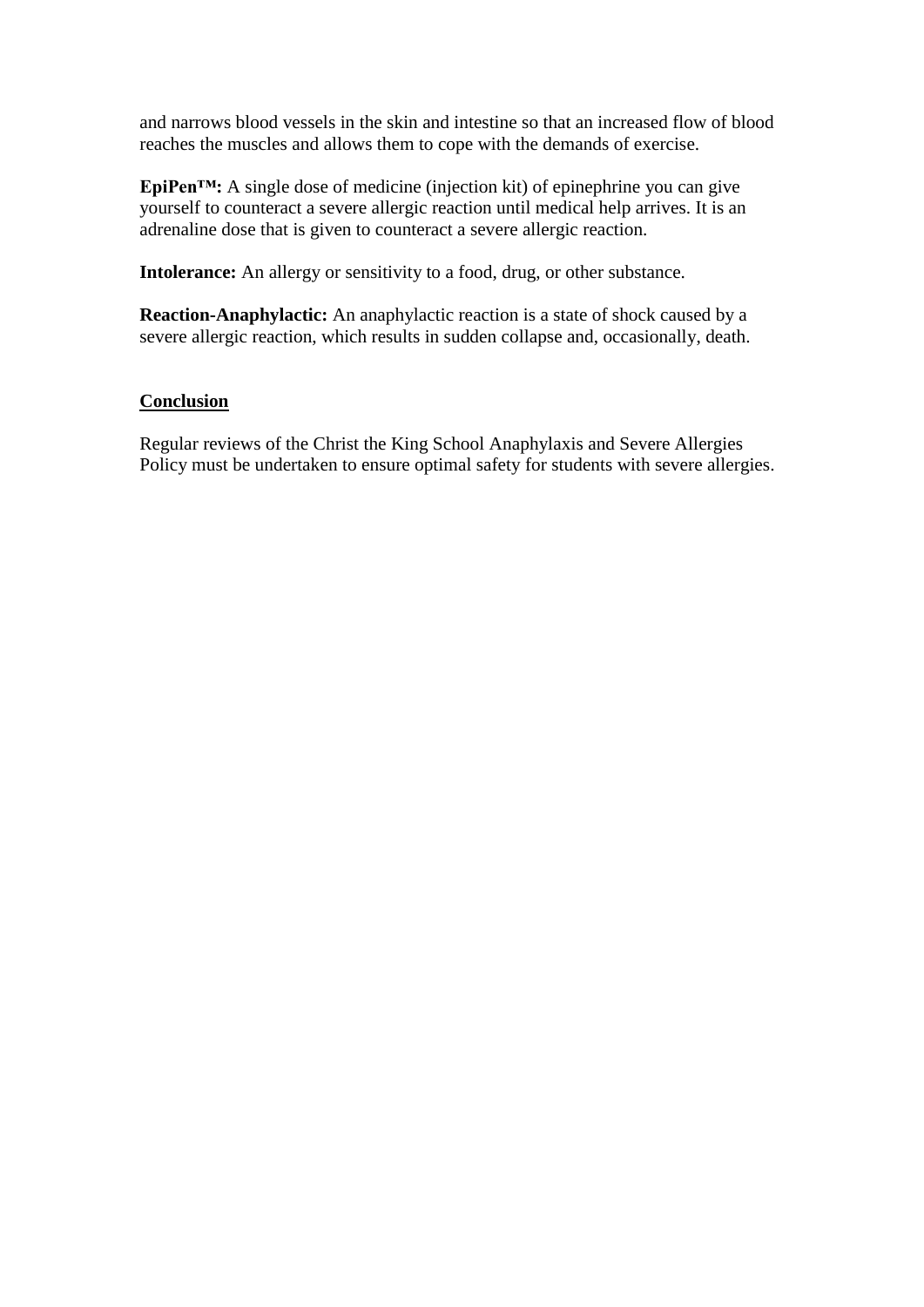and narrows blood vessels in the skin and intestine so that an increased flow of blood reaches the muscles and allows them to cope with the demands of exercise.

**EpiPen™:** A single dose of medicine (injection kit) of epinephrine you can give yourself to counteract a severe allergic reaction until medical help arrives. It is an adrenaline dose that is given to counteract a severe allergic reaction.

**Intolerance:** An allergy or sensitivity to a food, drug, or other substance.

**Reaction-Anaphylactic:** An anaphylactic reaction is a state of shock caused by a severe allergic reaction, which results in sudden collapse and, occasionally, death.

## Conclusion

Regular reviews of the Christ the King School Anaphylaxis and Severe Allergies Policy must be undertaken to ensure optimal safety for students with severe allergies.